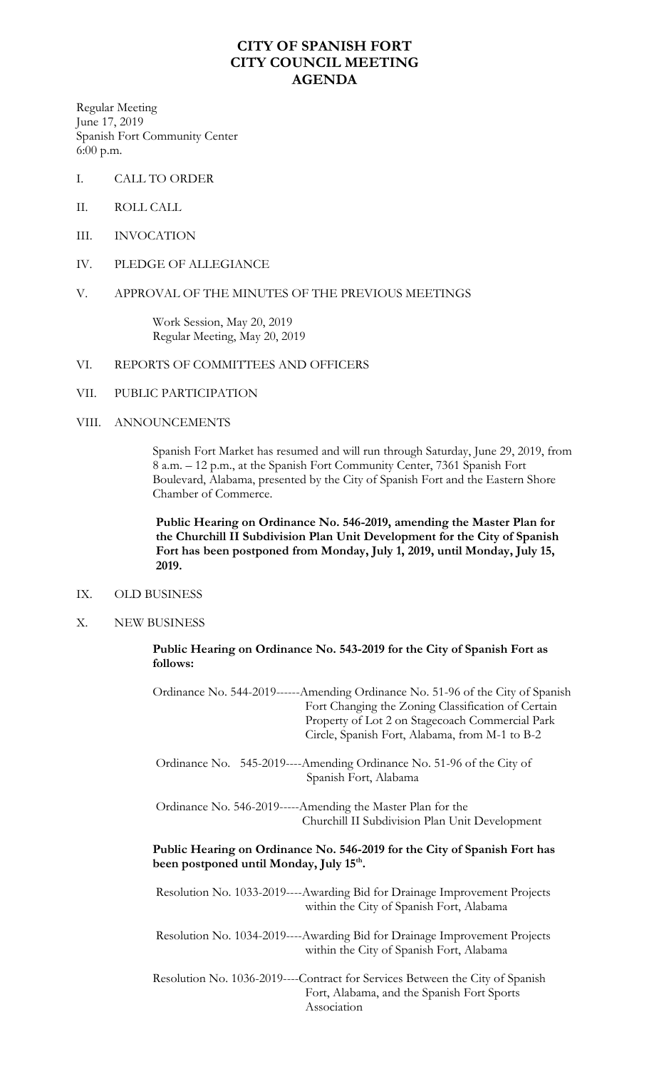# CITY OF SPANISH FORT
# CITY COUNCIL MEETING
# AGENDA

Regular Meeting
June 17, 2019
Spanish Fort Community Center
6:00 p.m.

I. CALL TO ORDER

II. ROLL CALL

III. INVOCATION

IV. PLEDGE OF ALLEGIANCE

V. APPROVAL OF THE MINUTES OF THE PREVIOUS MEETINGS

Work Session, May 20, 2019
Regular Meeting, May 20, 2019

VI. REPORTS OF COMMITTEES AND OFFICERS

VII. PUBLIC PARTICIPATION

VIII. ANNOUNCEMENTS

Spanish Fort Market has resumed and will run through Saturday, June 29, 2019, from 8 a.m. – 12 p.m., at the Spanish Fort Community Center, 7361 Spanish Fort Boulevard, Alabama, presented by the City of Spanish Fort and the Eastern Shore Chamber of Commerce.

**Public Hearing on Ordinance No. 546-2019, amending the Master Plan for the Churchill II Subdivision Plan Unit Development for the City of Spanish Fort has been postponed from Monday, July 1, 2019, until Monday, July 15, 2019.**

IX. OLD BUSINESS

X. NEW BUSINESS

**Public Hearing on Ordinance No. 543-2019 for the City of Spanish Fort as follows:**

Ordinance No. 544-2019------Amending Ordinance No. 51-96 of the City of Spanish Fort Changing the Zoning Classification of Certain Property of Lot 2 on Stagecoach Commercial Park Circle, Spanish Fort, Alabama, from M-1 to B-2

Ordinance No. 545-2019----Amending Ordinance No. 51-96 of the City of Spanish Fort, Alabama

Ordinance No. 546-2019-----Amending the Master Plan for the Churchill II Subdivision Plan Unit Development

**Public Hearing on Ordinance No. 546-2019 for the City of Spanish Fort has been postponed until Monday, July 15th.**

Resolution No. 1033-2019----Awarding Bid for Drainage Improvement Projects within the City of Spanish Fort, Alabama

Resolution No. 1034-2019----Awarding Bid for Drainage Improvement Projects within the City of Spanish Fort, Alabama

Resolution No. 1036-2019----Contract for Services Between the City of Spanish Fort, Alabama, and the Spanish Fort Sports Association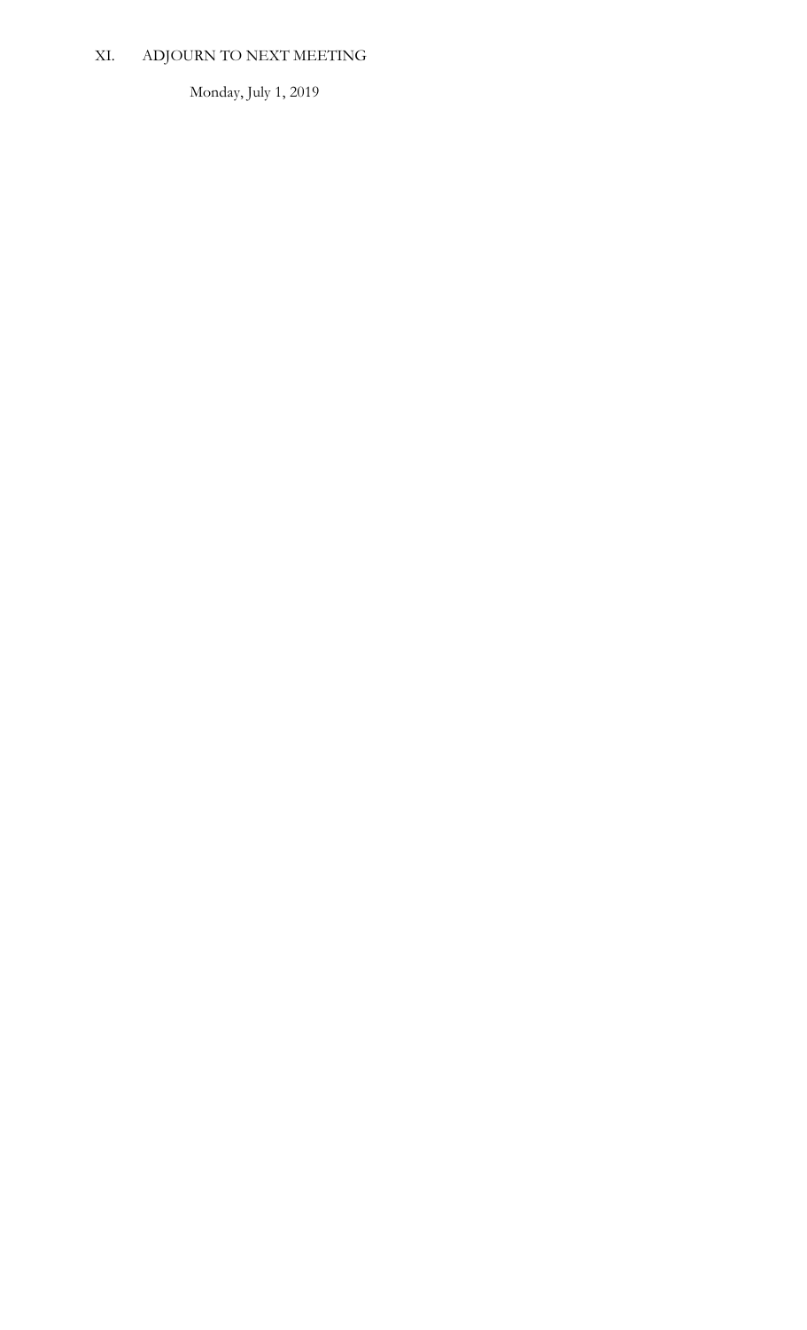## XI. ADJOURN TO NEXT MEETING

Monday, July 1, 2019